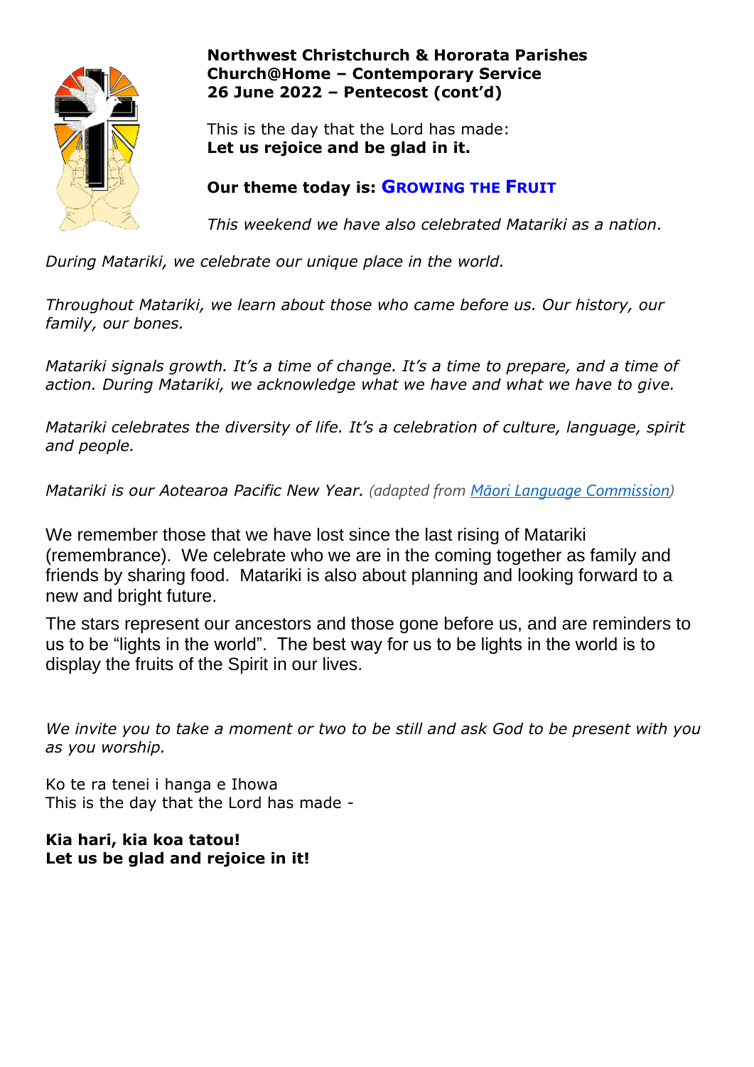**Northwest Christchurch & Hororata Parishes**
**Church@Home – Contemporary Service**
**26 June 2022 – Pentecost (cont'd)**

This is the day that the Lord has made:
**Let us rejoice and be glad in it.**

**Our theme today is: GROWING THE FRUIT**

*This weekend we have also celebrated Matariki as a nation.*

*During Matariki, we celebrate our unique place in the world.*

*Throughout Matariki, we learn about those who came before us. Our history, our family, our bones.*

*Matariki signals growth. It's a time of change. It's a time to prepare, and a time of action. During Matariki, we acknowledge what we have and what we have to give.*

*Matariki celebrates the diversity of life. It's a celebration of culture, language, spirit and people.*

*Matariki is our Aotearoa Pacific New Year.* *(adapted from [Māori Language Commission](#))*

We remember those that we have lost since the last rising of Matariki (remembrance). We celebrate who we are in the coming together as family and friends by sharing food. Matariki is also about planning and looking forward to a new and bright future.

The stars represent our ancestors and those gone before us, and are reminders to us to be "lights in the world". The best way for us to be lights in the world is to display the fruits of the Spirit in our lives.

*We invite you to take a moment or two to be still and ask God to be present with you as you worship.*

Ko te ra tenei i hanga e Ihowa
This is the day that the Lord has made -

**Kia hari, kia koa tatou!**
**Let us be glad and rejoice in it!**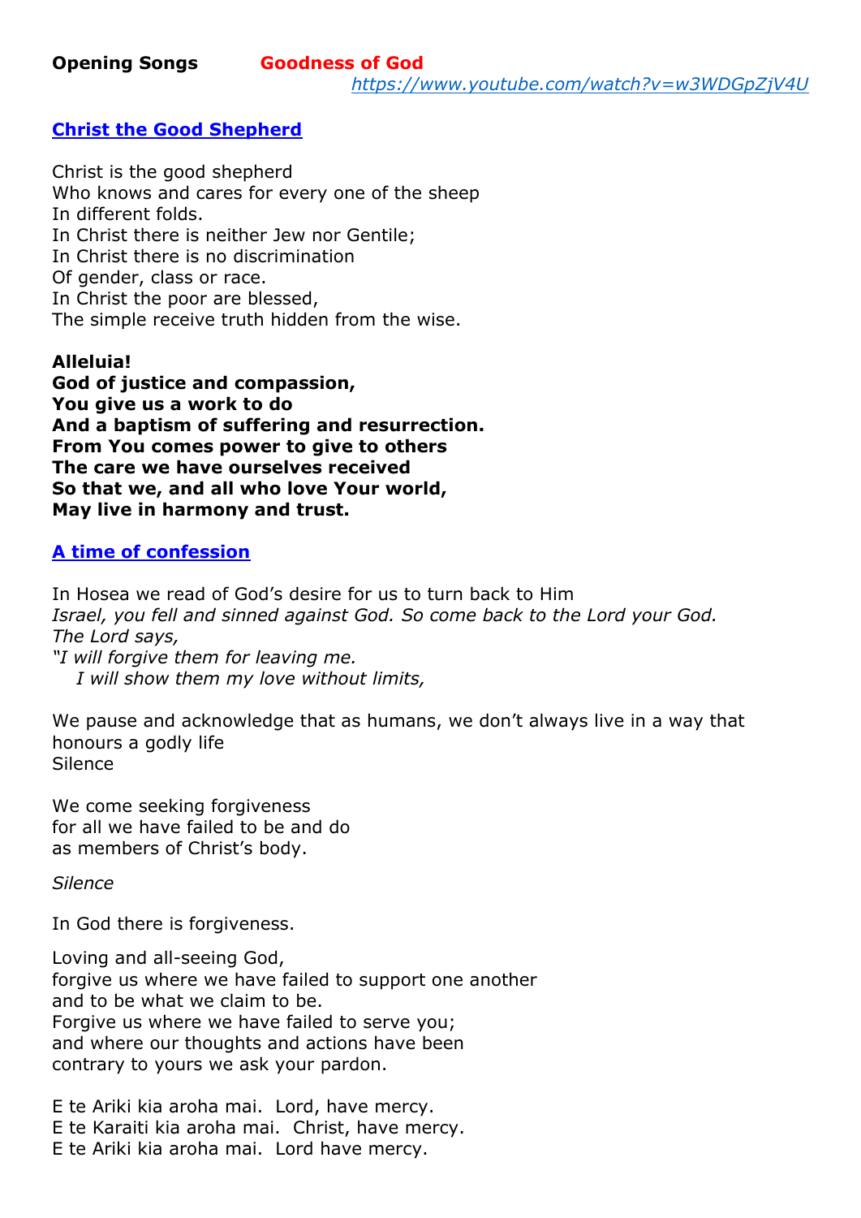**Opening Songs** **Goodness of God**
*https://www.youtube.com/watch?v=w3WDGpZjV4U*

**Christ the Good Shepherd**

Christ is the good shepherd
Who knows and cares for every one of the sheep
In different folds.
In Christ there is neither Jew nor Gentile;
In Christ there is no discrimination
Of gender, class or race.
In Christ the poor are blessed,
The simple receive truth hidden from the wise.

**Alleluia!**
**God of justice and compassion,**
**You give us a work to do**
**And a baptism of suffering and resurrection.**
**From You comes power to give to others**
**The care we have ourselves received**
**So that we, and all who love Your world,**
**May live in harmony and trust.**

**A time of confession**

In Hosea we read of God's desire for us to turn back to Him
*Israel, you fell and sinned against God. So come back to the Lord your God.*
*The Lord says,*
*"I will forgive them for leaving me.*
*I will show them my love without limits,*

We pause and acknowledge that as humans, we don't always live in a way that honours a godly life
Silence

We come seeking forgiveness
for all we have failed to be and do
as members of Christ's body.

*Silence*

In God there is forgiveness.

Loving and all-seeing God,
forgive us where we have failed to support one another
and to be what we claim to be.
Forgive us where we have failed to serve you;
and where our thoughts and actions have been
contrary to yours we ask your pardon.

E te Ariki kia aroha mai. Lord, have mercy.
E te Karaiti kia aroha mai. Christ, have mercy.
E te Ariki kia aroha mai. Lord have mercy.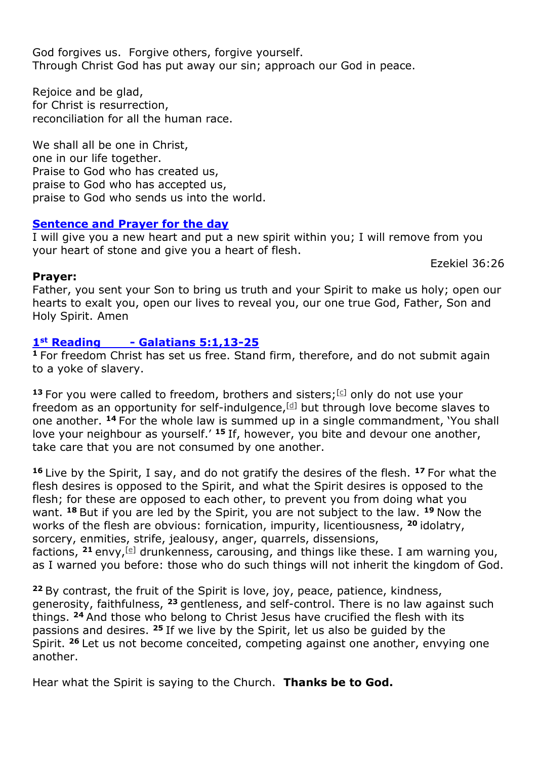God forgives us.  Forgive others, forgive yourself.
Through Christ God has put away our sin; approach our God in peace.

Rejoice and be glad,
for Christ is resurrection,
reconciliation for all the human race.

We shall all be one in Christ,
one in our life together.
Praise to God who has created us,
praise to God who has accepted us,
praise to God who sends us into the world.

### Sentence and Prayer for the day

I will give you a new heart and put a new spirit within you; I will remove from you your heart of stone and give you a heart of flesh.

Ezekiel 36:26

**Prayer:**
Father, you sent your Son to bring us truth and your Spirit to make us holy; open our hearts to exalt you, open our lives to reveal you, our one true God, Father, Son and Holy Spirit. Amen

### 1st Reading - Galatians 5:1,13-25

**1** For freedom Christ has set us free. Stand firm, therefore, and do not submit again to a yoke of slavery.

**13** For you were called to freedom, brothers and sisters;[c] only do not use your freedom as an opportunity for self-indulgence,[d] but through love become slaves to one another. **14** For the whole law is summed up in a single commandment, 'You shall love your neighbour as yourself.' **15** If, however, you bite and devour one another, take care that you are not consumed by one another.

**16** Live by the Spirit, I say, and do not gratify the desires of the flesh. **17** For what the flesh desires is opposed to the Spirit, and what the Spirit desires is opposed to the flesh; for these are opposed to each other, to prevent you from doing what you want. **18** But if you are led by the Spirit, you are not subject to the law. **19** Now the works of the flesh are obvious: fornication, impurity, licentiousness, **20** idolatry, sorcery, enmities, strife, jealousy, anger, quarrels, dissensions, factions, **21** envy,[e] drunkenness, carousing, and things like these. I am warning you, as I warned you before: those who do such things will not inherit the kingdom of God.

**22** By contrast, the fruit of the Spirit is love, joy, peace, patience, kindness, generosity, faithfulness, **23** gentleness, and self-control. There is no law against such things. **24** And those who belong to Christ Jesus have crucified the flesh with its passions and desires. **25** If we live by the Spirit, let us also be guided by the Spirit. **26** Let us not become conceited, competing against one another, envying one another.

Hear what the Spirit is saying to the Church.  **Thanks be to God.**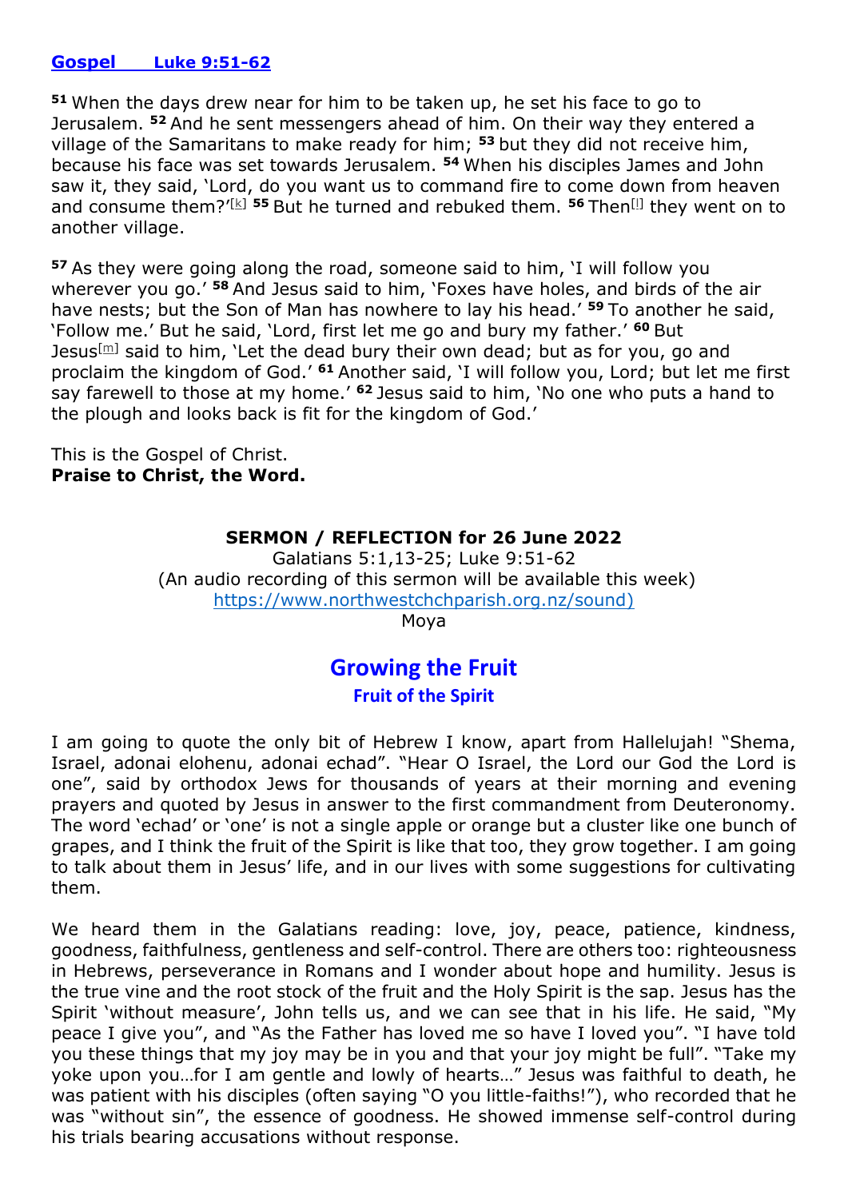**Gospel Luke 9:51-62**

**51** When the days drew near for him to be taken up, he set his face to go to Jerusalem. **52** And he sent messengers ahead of him. On their way they entered a village of the Samaritans to make ready for him; **53** but they did not receive him, because his face was set towards Jerusalem. **54** When his disciples James and John saw it, they said, 'Lord, do you want us to command fire to come down from heaven and consume them?'[k] **55** But he turned and rebuked them. **56** Then[l] they went on to another village.

**57** As they were going along the road, someone said to him, 'I will follow you wherever you go.' **58** And Jesus said to him, 'Foxes have holes, and birds of the air have nests; but the Son of Man has nowhere to lay his head.' **59** To another he said, 'Follow me.' But he said, 'Lord, first let me go and bury my father.' **60** But Jesus[m] said to him, 'Let the dead bury their own dead; but as for you, go and proclaim the kingdom of God.' **61** Another said, 'I will follow you, Lord; but let me first say farewell to those at my home.' **62** Jesus said to him, 'No one who puts a hand to the plough and looks back is fit for the kingdom of God.'

This is the Gospel of Christ.
**Praise to Christ, the Word.**

**SERMON / REFLECTION for 26 June 2022**

Galatians 5:1,13-25; Luke 9:51-62
(An audio recording of this sermon will be available this week)
https://www.northwestchchparish.org.nz/sound)
Moya

## Growing the Fruit

### Fruit of the Spirit

I am going to quote the only bit of Hebrew I know, apart from Hallelujah! "Shema, Israel, adonai elohenu, adonai echad". "Hear O Israel, the Lord our God the Lord is one", said by orthodox Jews for thousands of years at their morning and evening prayers and quoted by Jesus in answer to the first commandment from Deuteronomy. The word 'echad' or 'one' is not a single apple or orange but a cluster like one bunch of grapes, and I think the fruit of the Spirit is like that too, they grow together. I am going to talk about them in Jesus' life, and in our lives with some suggestions for cultivating them.

We heard them in the Galatians reading: love, joy, peace, patience, kindness, goodness, faithfulness, gentleness and self-control. There are others too: righteousness in Hebrews, perseverance in Romans and I wonder about hope and humility. Jesus is the true vine and the root stock of the fruit and the Holy Spirit is the sap. Jesus has the Spirit 'without measure', John tells us, and we can see that in his life. He said, "My peace I give you", and "As the Father has loved me so have I loved you". "I have told you these things that my joy may be in you and that your joy might be full". "Take my yoke upon you…for I am gentle and lowly of hearts…" Jesus was faithful to death, he was patient with his disciples (often saying "O you little-faiths!"), who recorded that he was "without sin", the essence of goodness. He showed immense self-control during his trials bearing accusations without response.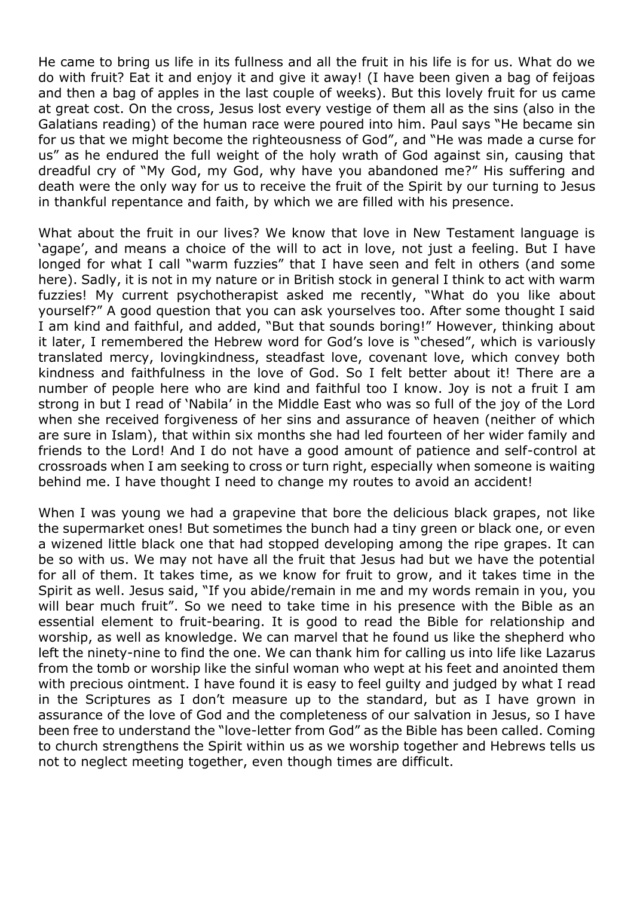He came to bring us life in its fullness and all the fruit in his life is for us. What do we do with fruit? Eat it and enjoy it and give it away! (I have been given a bag of feijoas and then a bag of apples in the last couple of weeks). But this lovely fruit for us came at great cost. On the cross, Jesus lost every vestige of them all as the sins (also in the Galatians reading) of the human race were poured into him. Paul says "He became sin for us that we might become the righteousness of God", and "He was made a curse for us" as he endured the full weight of the holy wrath of God against sin, causing that dreadful cry of "My God, my God, why have you abandoned me?" His suffering and death were the only way for us to receive the fruit of the Spirit by our turning to Jesus in thankful repentance and faith, by which we are filled with his presence.

What about the fruit in our lives? We know that love in New Testament language is 'agape', and means a choice of the will to act in love, not just a feeling. But I have longed for what I call "warm fuzzies" that I have seen and felt in others (and some here). Sadly, it is not in my nature or in British stock in general I think to act with warm fuzzies! My current psychotherapist asked me recently, "What do you like about yourself?" A good question that you can ask yourselves too. After some thought I said I am kind and faithful, and added, "But that sounds boring!" However, thinking about it later, I remembered the Hebrew word for God's love is "chesed", which is variously translated mercy, lovingkindness, steadfast love, covenant love, which convey both kindness and faithfulness in the love of God. So I felt better about it! There are a number of people here who are kind and faithful too I know. Joy is not a fruit I am strong in but I read of 'Nabila' in the Middle East who was so full of the joy of the Lord when she received forgiveness of her sins and assurance of heaven (neither of which are sure in Islam), that within six months she had led fourteen of her wider family and friends to the Lord! And I do not have a good amount of patience and self-control at crossroads when I am seeking to cross or turn right, especially when someone is waiting behind me. I have thought I need to change my routes to avoid an accident!

When I was young we had a grapevine that bore the delicious black grapes, not like the supermarket ones! But sometimes the bunch had a tiny green or black one, or even a wizened little black one that had stopped developing among the ripe grapes. It can be so with us. We may not have all the fruit that Jesus had but we have the potential for all of them. It takes time, as we know for fruit to grow, and it takes time in the Spirit as well. Jesus said, "If you abide/remain in me and my words remain in you, you will bear much fruit". So we need to take time in his presence with the Bible as an essential element to fruit-bearing. It is good to read the Bible for relationship and worship, as well as knowledge. We can marvel that he found us like the shepherd who left the ninety-nine to find the one. We can thank him for calling us into life like Lazarus from the tomb or worship like the sinful woman who wept at his feet and anointed them with precious ointment. I have found it is easy to feel guilty and judged by what I read in the Scriptures as I don't measure up to the standard, but as I have grown in assurance of the love of God and the completeness of our salvation in Jesus, so I have been free to understand the "love-letter from God" as the Bible has been called. Coming to church strengthens the Spirit within us as we worship together and Hebrews tells us not to neglect meeting together, even though times are difficult.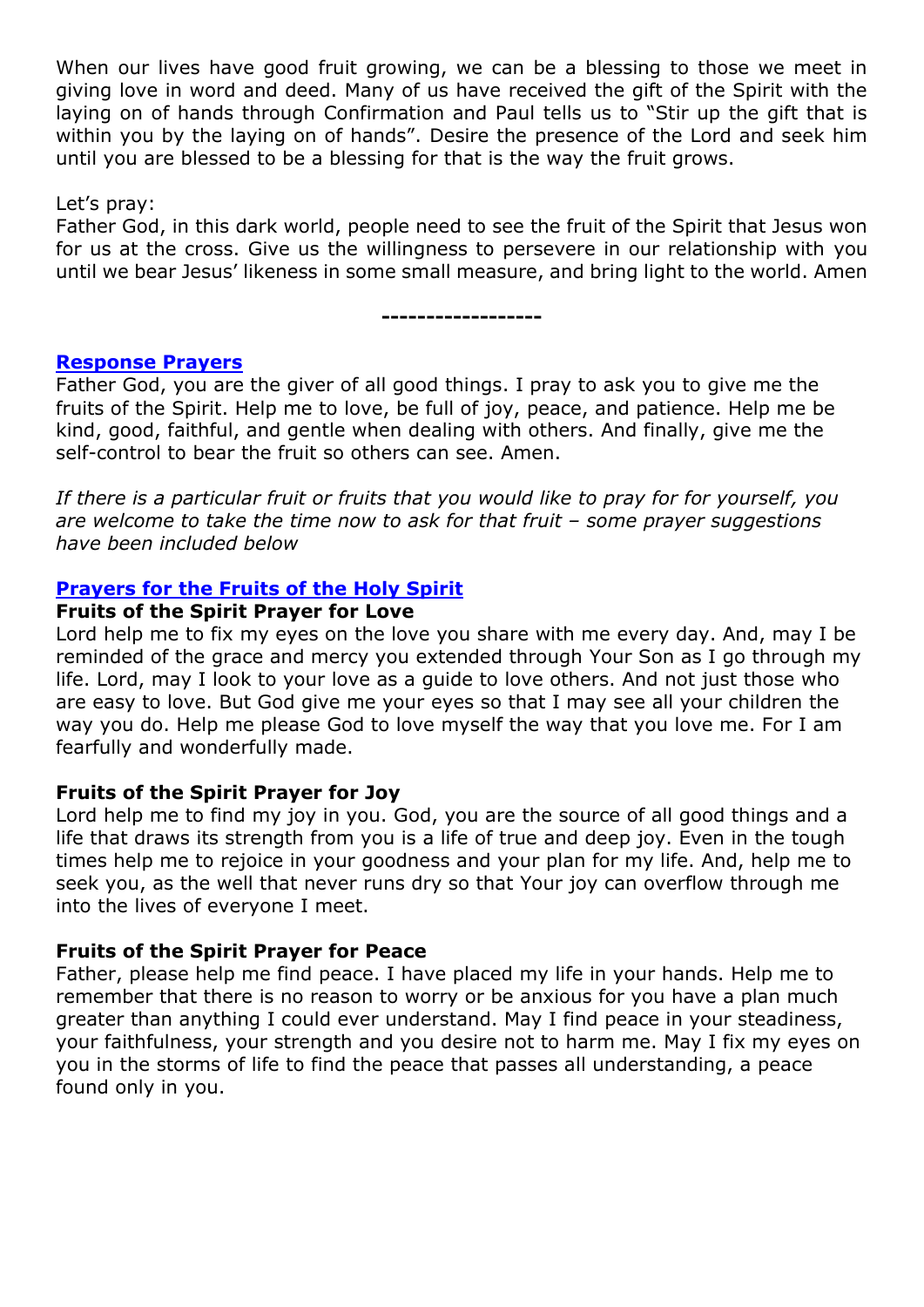When our lives have good fruit growing, we can be a blessing to those we meet in giving love in word and deed. Many of us have received the gift of the Spirit with the laying on of hands through Confirmation and Paul tells us to "Stir up the gift that is within you by the laying on of hands". Desire the presence of the Lord and seek him until you are blessed to be a blessing for that is the way the fruit grows.

Let's pray:
Father God, in this dark world, people need to see the fruit of the Spirit that Jesus won for us at the cross. Give us the willingness to persevere in our relationship with you until we bear Jesus' likeness in some small measure, and bring light to the world. Amen

**------------------**

## Response Prayers

Father God, you are the giver of all good things. I pray to ask you to give me the fruits of the Spirit. Help me to love, be full of joy, peace, and patience. Help me be kind, good, faithful, and gentle when dealing with others. And finally, give me the self-control to bear the fruit so others can see. Amen.

*If there is a particular fruit or fruits that you would like to pray for for yourself, you are welcome to take the time now to ask for that fruit – some prayer suggestions have been included below*

## Prayers for the Fruits of the Holy Spirit

**Fruits of the Spirit Prayer for Love**
Lord help me to fix my eyes on the love you share with me every day. And, may I be reminded of the grace and mercy you extended through Your Son as I go through my life. Lord, may I look to your love as a guide to love others. And not just those who are easy to love. But God give me your eyes so that I may see all your children the way you do. Help me please God to love myself the way that you love me. For I am fearfully and wonderfully made.

**Fruits of the Spirit Prayer for Joy**
Lord help me to find my joy in you. God, you are the source of all good things and a life that draws its strength from you is a life of true and deep joy. Even in the tough times help me to rejoice in your goodness and your plan for my life. And, help me to seek you, as the well that never runs dry so that Your joy can overflow through me into the lives of everyone I meet.

**Fruits of the Spirit Prayer for Peace**
Father, please help me find peace. I have placed my life in your hands. Help me to remember that there is no reason to worry or be anxious for you have a plan much greater than anything I could ever understand. May I find peace in your steadiness, your faithfulness, your strength and you desire not to harm me. May I fix my eyes on you in the storms of life to find the peace that passes all understanding, a peace found only in you.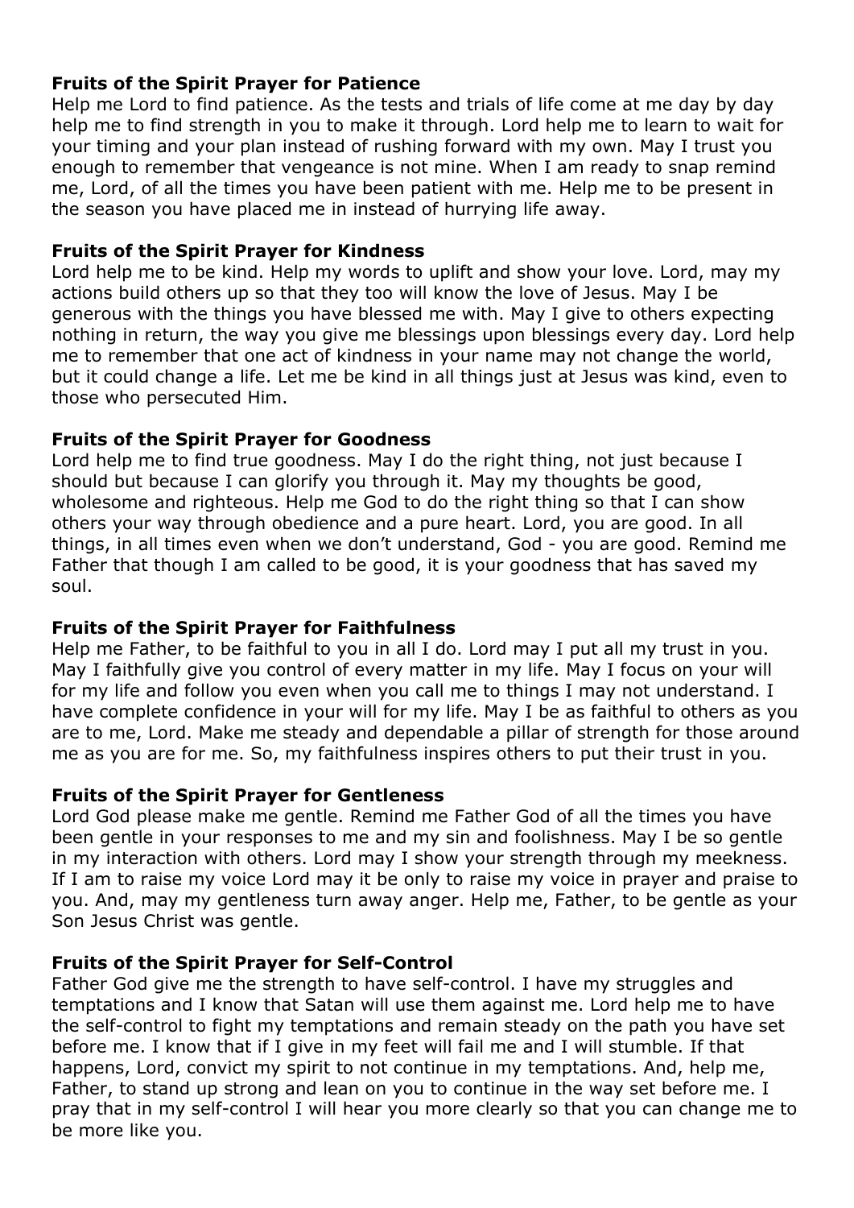**Fruits of the Spirit Prayer for Patience**

Help me Lord to find patience. As the tests and trials of life come at me day by day help me to find strength in you to make it through. Lord help me to learn to wait for your timing and your plan instead of rushing forward with my own. May I trust you enough to remember that vengeance is not mine. When I am ready to snap remind me, Lord, of all the times you have been patient with me. Help me to be present in the season you have placed me in instead of hurrying life away.

**Fruits of the Spirit Prayer for Kindness**

Lord help me to be kind. Help my words to uplift and show your love. Lord, may my actions build others up so that they too will know the love of Jesus. May I be generous with the things you have blessed me with. May I give to others expecting nothing in return, the way you give me blessings upon blessings every day. Lord help me to remember that one act of kindness in your name may not change the world, but it could change a life. Let me be kind in all things just at Jesus was kind, even to those who persecuted Him.

**Fruits of the Spirit Prayer for Goodness**

Lord help me to find true goodness. May I do the right thing, not just because I should but because I can glorify you through it. May my thoughts be good, wholesome and righteous. Help me God to do the right thing so that I can show others your way through obedience and a pure heart. Lord, you are good. In all things, in all times even when we don't understand, God - you are good. Remind me Father that though I am called to be good, it is your goodness that has saved my soul.

**Fruits of the Spirit Prayer for Faithfulness**

Help me Father, to be faithful to you in all I do. Lord may I put all my trust in you. May I faithfully give you control of every matter in my life. May I focus on your will for my life and follow you even when you call me to things I may not understand. I have complete confidence in your will for my life. May I be as faithful to others as you are to me, Lord. Make me steady and dependable a pillar of strength for those around me as you are for me. So, my faithfulness inspires others to put their trust in you.

**Fruits of the Spirit Prayer for Gentleness**

Lord God please make me gentle. Remind me Father God of all the times you have been gentle in your responses to me and my sin and foolishness. May I be so gentle in my interaction with others. Lord may I show your strength through my meekness. If I am to raise my voice Lord may it be only to raise my voice in prayer and praise to you. And, may my gentleness turn away anger. Help me, Father, to be gentle as your Son Jesus Christ was gentle.

**Fruits of the Spirit Prayer for Self-Control**

Father God give me the strength to have self-control. I have my struggles and temptations and I know that Satan will use them against me. Lord help me to have the self-control to fight my temptations and remain steady on the path you have set before me. I know that if I give in my feet will fail me and I will stumble. If that happens, Lord, convict my spirit to not continue in my temptations. And, help me, Father, to stand up strong and lean on you to continue in the way set before me. I pray that in my self-control I will hear you more clearly so that you can change me to be more like you.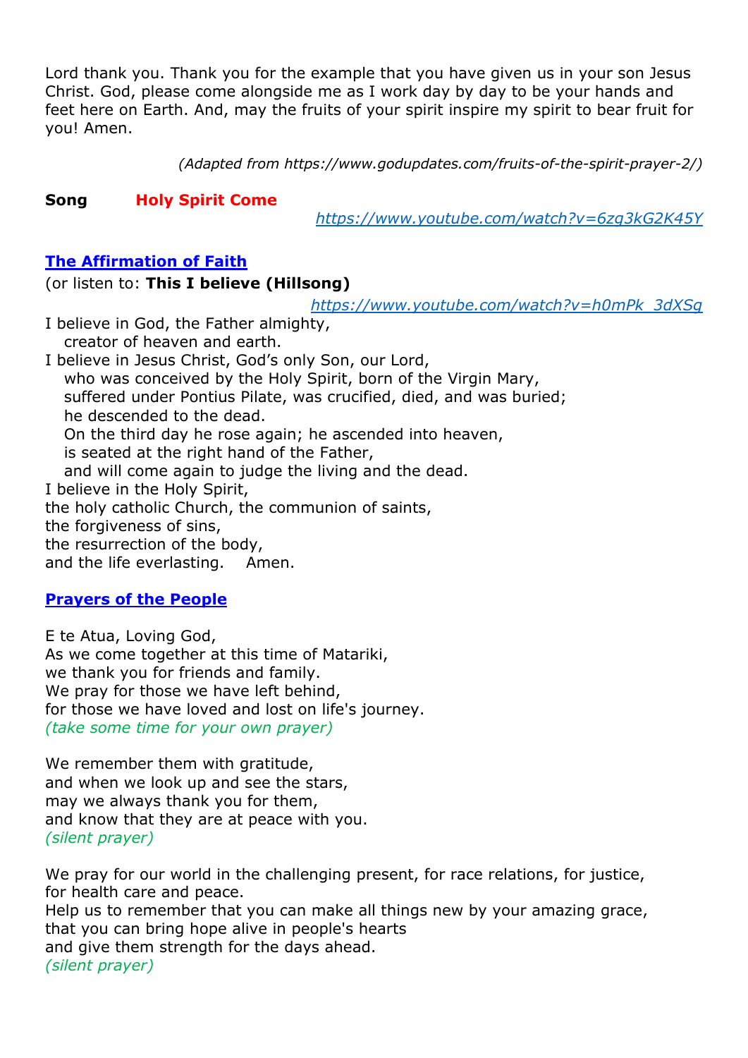Lord thank you. Thank you for the example that you have given us in your son Jesus Christ. God, please come alongside me as I work day by day to be your hands and feet here on Earth. And, may the fruits of your spirit inspire my spirit to bear fruit for you! Amen.

*(Adapted from https://www.godupdates.com/fruits-of-the-spirit-prayer-2/)*

**Song** **Holy Spirit Come**

*https://www.youtube.com/watch?v=6zg3kG2K45Y*

## The Affirmation of Faith

(or listen to: **This I believe (Hillsong)**

*https://www.youtube.com/watch?v=h0mPk_3dXSg*

I believe in God, the Father almighty,
creator of heaven and earth.
I believe in Jesus Christ, God's only Son, our Lord,
who was conceived by the Holy Spirit, born of the Virgin Mary,
suffered under Pontius Pilate, was crucified, died, and was buried;
he descended to the dead.
On the third day he rose again; he ascended into heaven,
is seated at the right hand of the Father,
and will come again to judge the living and the dead.
I believe in the Holy Spirit,
the holy catholic Church, the communion of saints,
the forgiveness of sins,
the resurrection of the body,
and the life everlasting. Amen.

## Prayers of the People

E te Atua, Loving God,
As we come together at this time of Matariki,
we thank you for friends and family.
We pray for those we have left behind,
for those we have loved and lost on life's journey.
*(take some time for your own prayer)*

We remember them with gratitude,
and when we look up and see the stars,
may we always thank you for them,
and know that they are at peace with you.
*(silent prayer)*

We pray for our world in the challenging present, for race relations, for justice,
for health care and peace.
Help us to remember that you can make all things new by your amazing grace,
that you can bring hope alive in people's hearts
and give them strength for the days ahead.
*(silent prayer)*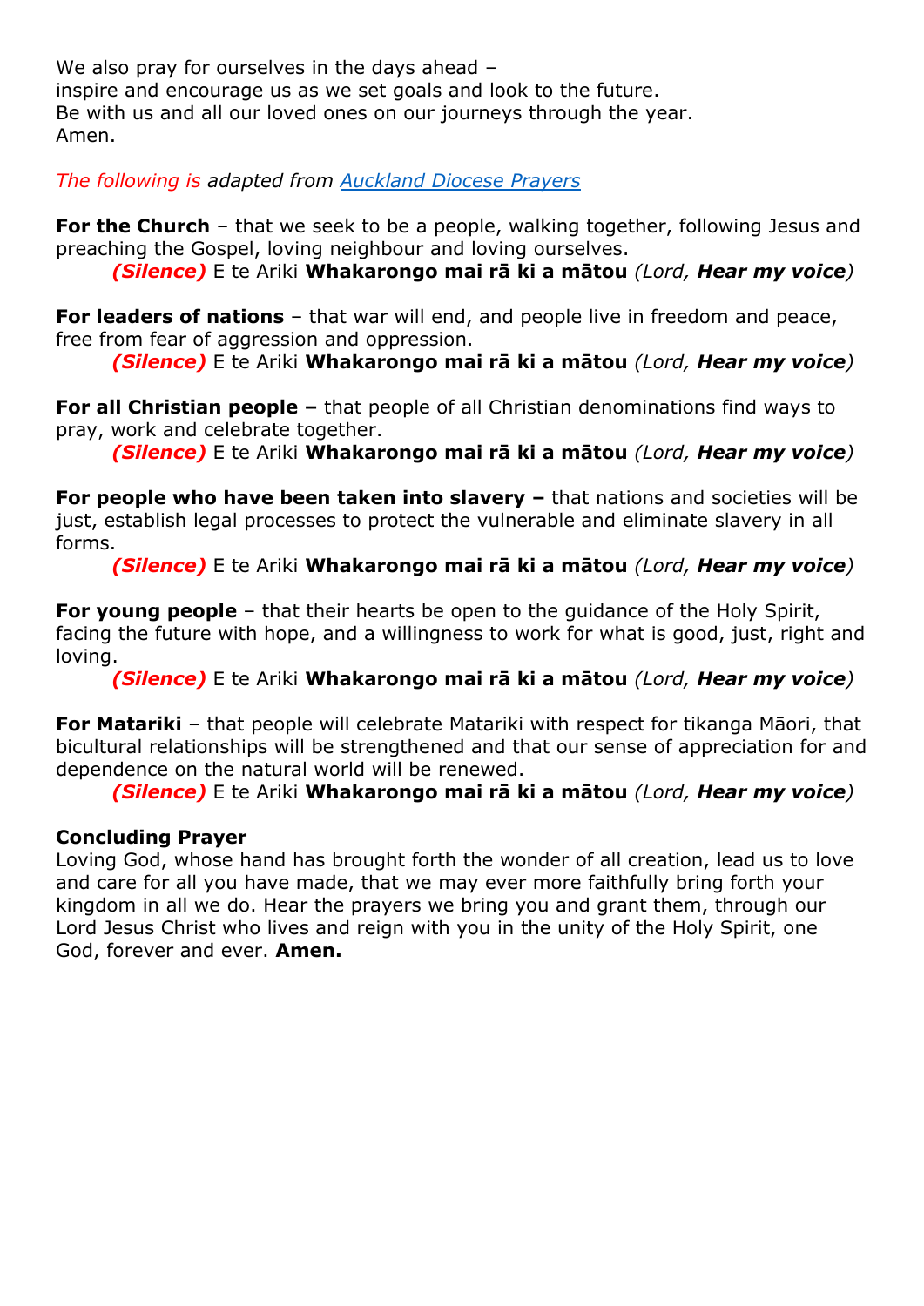We also pray for ourselves in the days ahead –
inspire and encourage us as we set goals and look to the future.
Be with us and all our loved ones on our journeys through the year.
Amen.

*The following is adapted from [Auckland Diocese Prayers]*

**For the Church** – that we seek to be a people, walking together, following Jesus and preaching the Gospel, loving neighbour and loving ourselves.

***(Silence)*** E te Ariki **Whakarongo mai rā ki a mātou** *(Lord, **Hear my voice**)*

**For leaders of nations** – that war will end, and people live in freedom and peace, free from fear of aggression and oppression.

***(Silence)*** E te Ariki **Whakarongo mai rā ki a mātou** *(Lord, **Hear my voice**)*

**For all Christian people –** that people of all Christian denominations find ways to pray, work and celebrate together.

***(Silence)*** E te Ariki **Whakarongo mai rā ki a mātou** *(Lord, **Hear my voice**)*

**For people who have been taken into slavery –** that nations and societies will be just, establish legal processes to protect the vulnerable and eliminate slavery in all forms.

***(Silence)*** E te Ariki **Whakarongo mai rā ki a mātou** *(Lord, **Hear my voice**)*

**For young people** – that their hearts be open to the guidance of the Holy Spirit, facing the future with hope, and a willingness to work for what is good, just, right and loving.

***(Silence)*** E te Ariki **Whakarongo mai rā ki a mātou** *(Lord, **Hear my voice**)*

**For Matariki** – that people will celebrate Matariki with respect for tikanga Māori, that bicultural relationships will be strengthened and that our sense of appreciation for and dependence on the natural world will be renewed.

***(Silence)*** E te Ariki **Whakarongo mai rā ki a mātou** *(Lord, **Hear my voice**)*

**Concluding Prayer**

Loving God, whose hand has brought forth the wonder of all creation, lead us to love and care for all you have made, that we may ever more faithfully bring forth your kingdom in all we do. Hear the prayers we bring you and grant them, through our Lord Jesus Christ who lives and reign with you in the unity of the Holy Spirit, one God, forever and ever. **Amen.**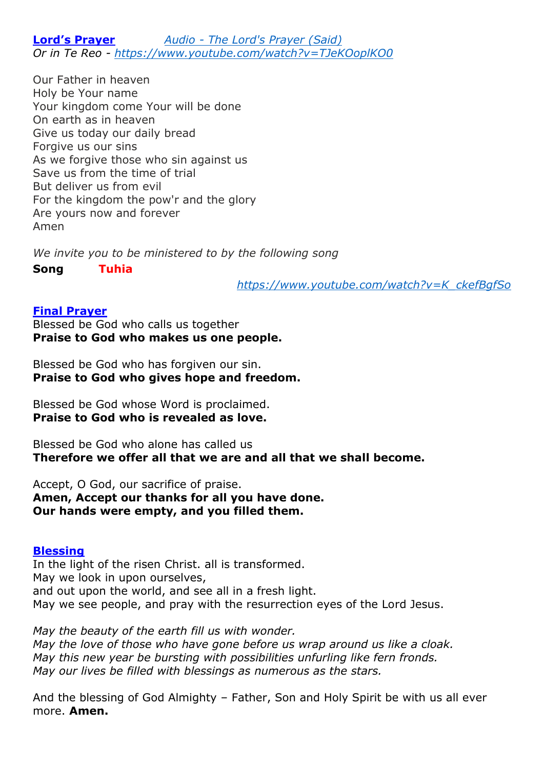**Lord's Prayer** *Audio - The Lord's Prayer (Said)*
*Or in Te Reo - https://www.youtube.com/watch?v=TJeKOoplKO0*

Our Father in heaven
Holy be Your name
Your kingdom come Your will be done
On earth as in heaven
Give us today our daily bread
Forgive us our sins
As we forgive those who sin against us
Save us from the time of trial
But deliver us from evil
For the kingdom the pow'r and the glory
Are yours now and forever
Amen

*We invite you to be ministered to by the following song*

**Song** **Tuhia**

*https://www.youtube.com/watch?v=K_ckefBgfSo*

**Final Prayer**

Blessed be God who calls us together
**Praise to God who makes us one people.**

Blessed be God who has forgiven our sin.
**Praise to God who gives hope and freedom.**

Blessed be God whose Word is proclaimed.
**Praise to God who is revealed as love.**

Blessed be God who alone has called us
**Therefore we offer all that we are and all that we shall become.**

Accept, O God, our sacrifice of praise.
**Amen, Accept our thanks for all you have done.**
**Our hands were empty, and you filled them.**

**Blessing**

In the light of the risen Christ. all is transformed.
May we look in upon ourselves,
and out upon the world, and see all in a fresh light.
May we see people, and pray with the resurrection eyes of the Lord Jesus.

*May the beauty of the earth fill us with wonder.*
*May the love of those who have gone before us wrap around us like a cloak.*
*May this new year be bursting with possibilities unfurling like fern fronds.*
*May our lives be filled with blessings as numerous as the stars.*

And the blessing of God Almighty – Father, Son and Holy Spirit be with us all ever more. **Amen.**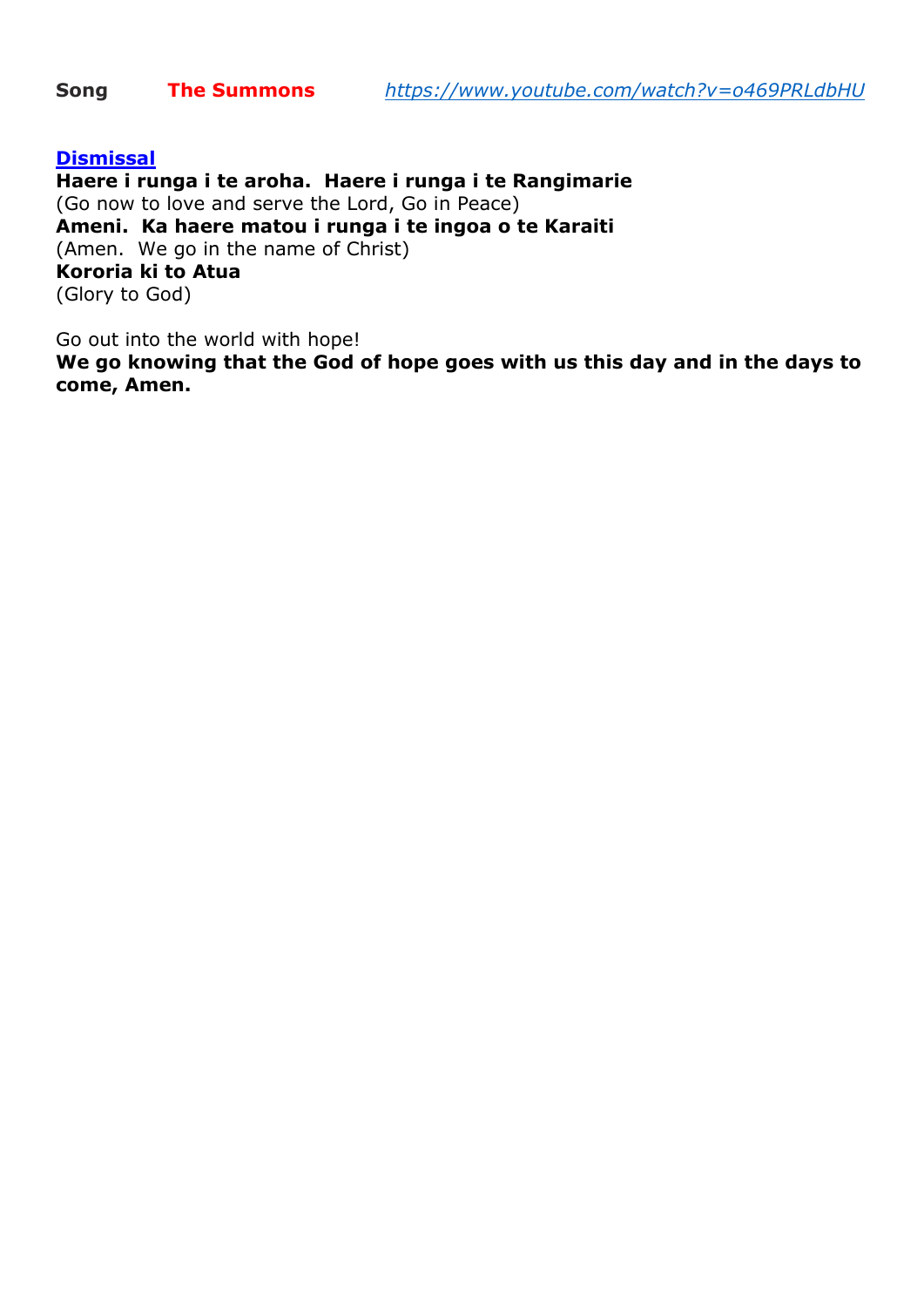**Song** **The Summons** *https://www.youtube.com/watch?v=o469PRLdbHU*

**Dismissal**

**Haere i runga i te aroha. Haere i runga i te Rangimarie**
(Go now to love and serve the Lord, Go in Peace)
**Ameni. Ka haere matou i runga i te ingoa o te Karaiti**
(Amen. We go in the name of Christ)
**Kororia ki to Atua**
(Glory to God)

Go out into the world with hope!
**We go knowing that the God of hope goes with us this day and in the days to come, Amen.**